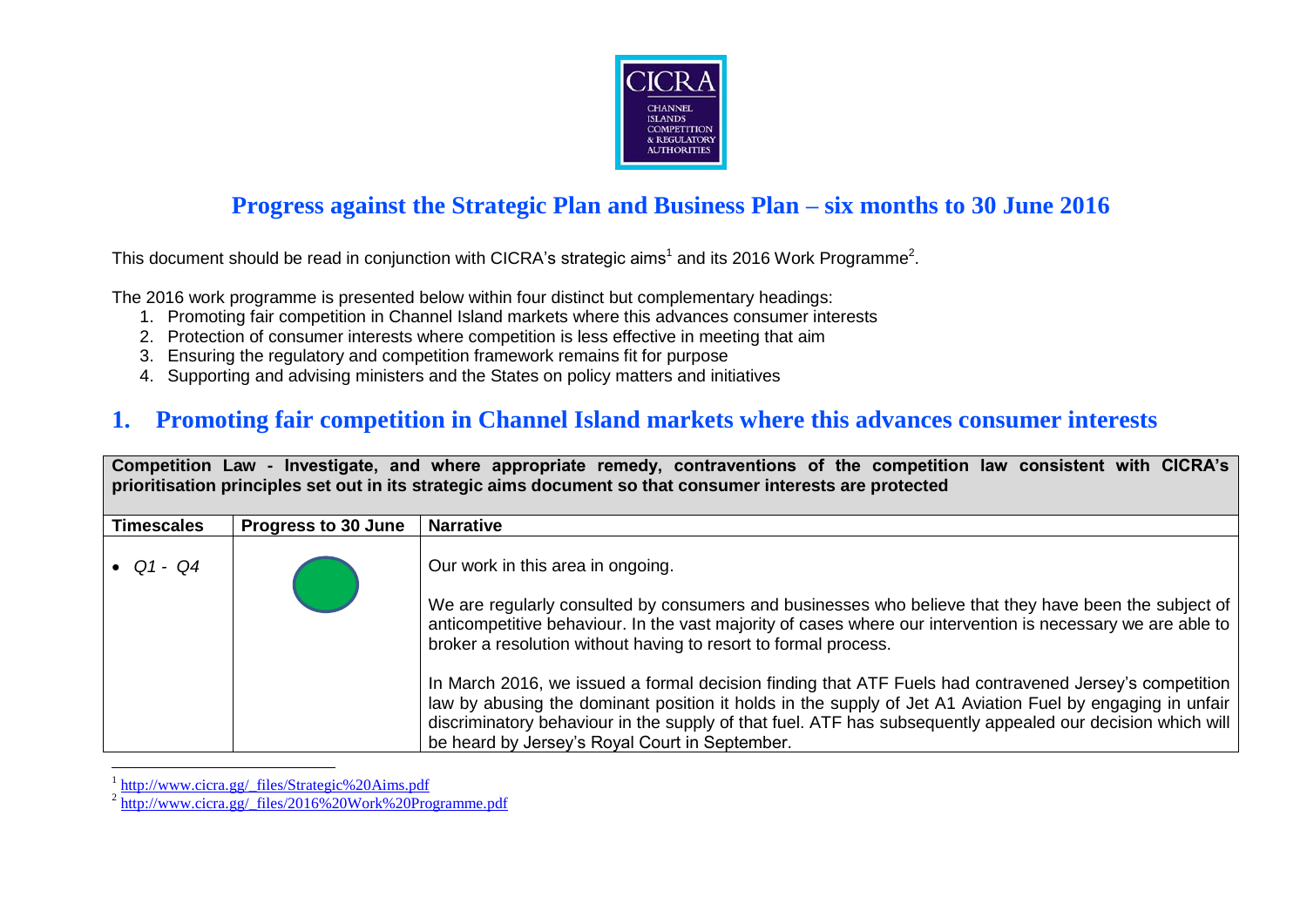# Progress against the Strategic Plan and Business Plan – six months to 30 June 2016

This document should be read in conjunction with CICRA's strategic aims[1] and its 2016 Work Programme[2].

The 2016 work programme is presented below within four distinct but complementary headings:

1. Promoting fair competition in Channel Island markets where this advances consumer interests
2. Protection of consumer interests where competition is less effective in meeting that aim
3. Ensuring the regulatory and competition framework remains fit for purpose
4. Supporting and advising ministers and the States on policy matters and initiatives

## 1. Promoting fair competition in Channel Island markets where this advances consumer interests

**Competition Law - Investigate, and where appropriate remedy, contraventions of the competition law consistent with CICRA's prioritisation principles set out in its strategic aims document so that consumer interests are protected**

| Timescales | Progress to 30 June | Narrative |
| --- | --- | --- |
| • *Q1 - Q4* | (green) | Our work in this area in ongoing.<br><br>We are regularly consulted by consumers and businesses who believe that they have been the subject of anticompetitive behaviour. In the vast majority of cases where our intervention is necessary we are able to broker a resolution without having to resort to formal process.<br><br>In March 2016, we issued a formal decision finding that ATF Fuels had contravened Jersey's competition law by abusing the dominant position it holds in the supply of Jet A1 Aviation Fuel by engaging in unfair discriminatory behaviour in the supply of that fuel. ATF has subsequently appealed our decision which will be heard by Jersey's Royal Court in September. |

[1] http://www.cicra.gg/_files/Strategic%20Aims.pdf

[2] http://www.cicra.gg/_files/2016%20Work%20Programme.pdf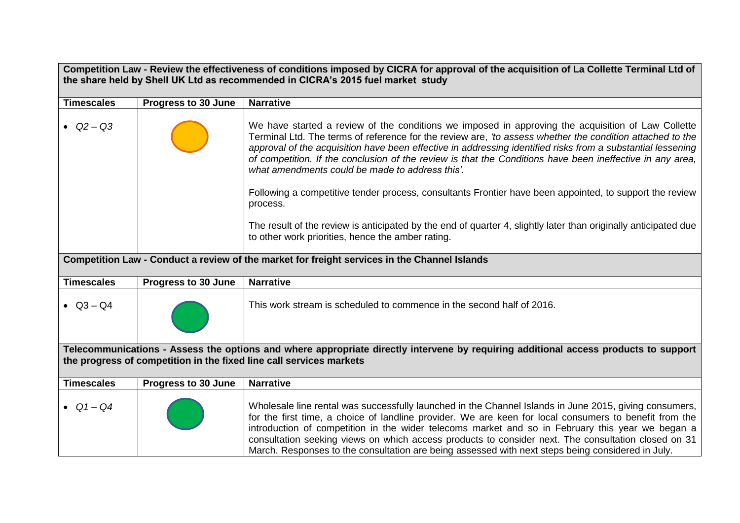| Competition Law - Review the effectiveness of conditions imposed by CICRA for approval of the acquisition of La Collette Terminal Ltd of the share held by Shell UK Ltd as recommended in CICRA's 2015 fuel market study | | |
|---|---|---|
| **Timescales** | **Progress to 30 June** | **Narrative** |
| • *Q2 – Q3* | Amber | We have started a review of the conditions we imposed in approving the acquisition of Law Collette Terminal Ltd. The terms of reference for the review are, *'to assess whether the condition attached to the approval of the acquisition have been effective in addressing identified risks from a substantial lessening of competition. If the conclusion of the review is that the Conditions have been ineffective in any area, what amendments could be made to address this'.*<br><br>Following a competitive tender process, consultants Frontier have been appointed, to support the review process.<br><br>The result of the review is anticipated by the end of quarter 4, slightly later than originally anticipated due to other work priorities, hence the amber rating. |

| Competition Law - Conduct a review of the market for freight services in the Channel Islands | | |
|---|---|---|
| **Timescales** | **Progress to 30 June** | **Narrative** |
| • Q3 – Q4 | Green | This work stream is scheduled to commence in the second half of 2016. |

| Telecommunications - Assess the options and where appropriate directly intervene by requiring additional access products to support the progress of competition in the fixed line call services markets | | |
|---|---|---|
| **Timescales** | **Progress to 30 June** | **Narrative** |
| • *Q1 – Q4* | Green | Wholesale line rental was successfully launched in the Channel Islands in June 2015, giving consumers, for the first time, a choice of landline provider. We are keen for local consumers to benefit from the introduction of competition in the wider telecoms market and so in February this year we began a consultation seeking views on which access products to consider next. The consultation closed on 31 March. Responses to the consultation are being assessed with next steps being considered in July. |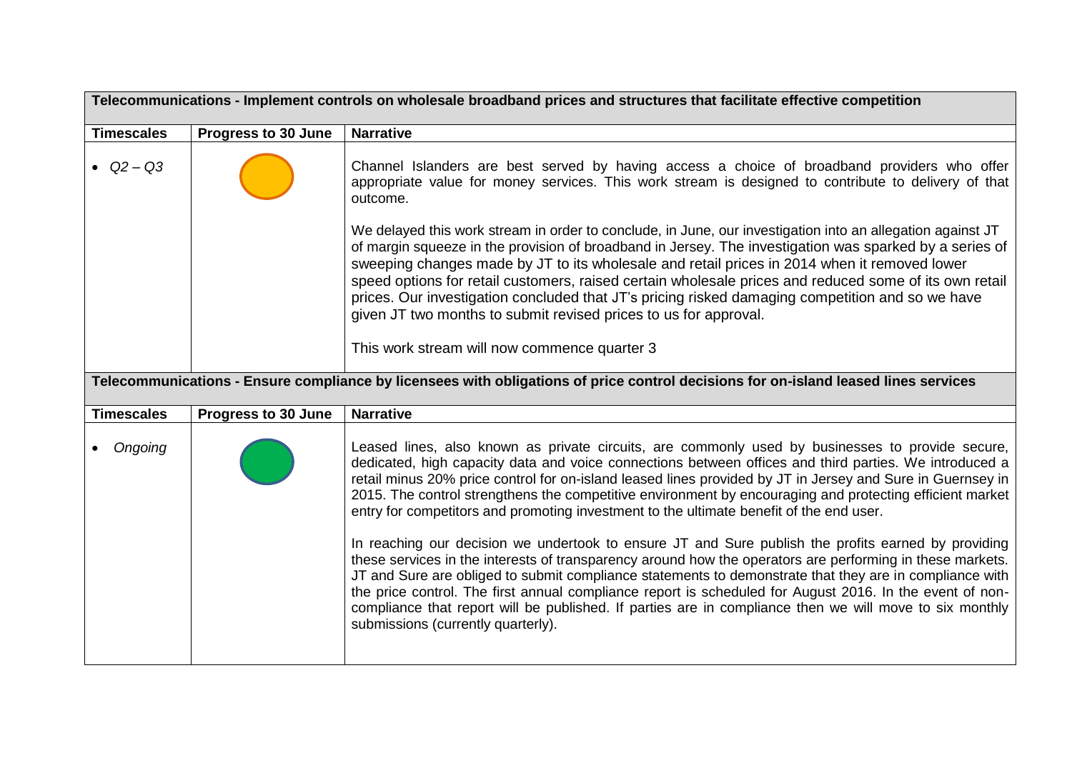| Telecommunications - Implement controls on wholesale broadband prices and structures that facilitate effective competition | | |
|---|---|---|
| **Timescales** | **Progress to 30 June** | **Narrative** |
| • *Q2 – Q3* | | Channel Islanders are best served by having access a choice of broadband providers who offer appropriate value for money services. This work stream is designed to contribute to delivery of that outcome.<br><br>We delayed this work stream in order to conclude, in June, our investigation into an allegation against JT of margin squeeze in the provision of broadband in Jersey. The investigation was sparked by a series of sweeping changes made by JT to its wholesale and retail prices in 2014 when it removed lower speed options for retail customers, raised certain wholesale prices and reduced some of its own retail prices. Our investigation concluded that JT's pricing risked damaging competition and so we have given JT two months to submit revised prices to us for approval.<br><br>This work stream will now commence quarter 3 |

| Telecommunications - Ensure compliance by licensees with obligations of price control decisions for on-island leased lines services | | |
|---|---|---|
| **Timescales** | **Progress to 30 June** | **Narrative** |
| • *Ongoing* | | Leased lines, also known as private circuits, are commonly used by businesses to provide secure, dedicated, high capacity data and voice connections between offices and third parties. We introduced a retail minus 20% price control for on-island leased lines provided by JT in Jersey and Sure in Guernsey in 2015. The control strengthens the competitive environment by encouraging and protecting efficient market entry for competitors and promoting investment to the ultimate benefit of the end user.<br><br>In reaching our decision we undertook to ensure JT and Sure publish the profits earned by providing these services in the interests of transparency around how the operators are performing in these markets. JT and Sure are obliged to submit compliance statements to demonstrate that they are in compliance with the price control. The first annual compliance report is scheduled for August 2016. In the event of non-compliance that report will be published. If parties are in compliance then we will move to six monthly submissions (currently quarterly). |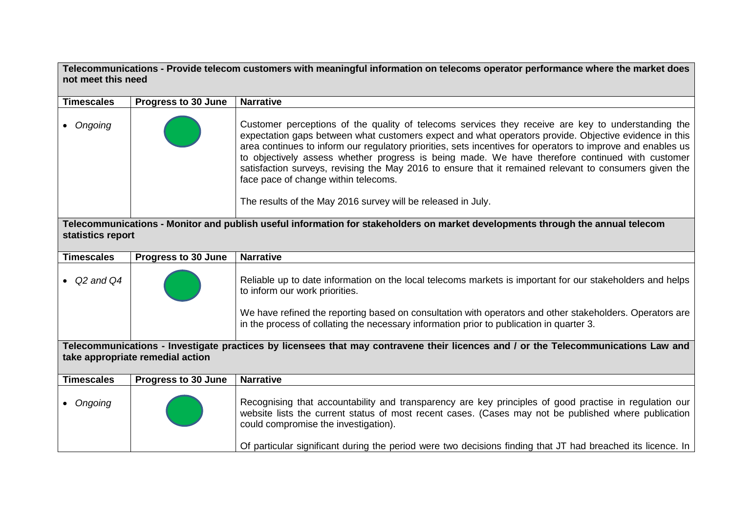**Telecommunications - Provide telecom customers with meaningful information on telecoms operator performance where the market does not meet this need**

| Timescales | Progress to 30 June | Narrative |
|---|---|---|
| • *Ongoing* | ● | Customer perceptions of the quality of telecoms services they receive are key to understanding the expectation gaps between what customers expect and what operators provide. Objective evidence in this area continues to inform our regulatory priorities, sets incentives for operators to improve and enables us to objectively assess whether progress is being made. We have therefore continued with customer satisfaction surveys, revising the May 2016 to ensure that it remained relevant to consumers given the face pace of change within telecoms.<br><br>The results of the May 2016 survey will be released in July. |

**Telecommunications - Monitor and publish useful information for stakeholders on market developments through the annual telecom statistics report**

| Timescales | Progress to 30 June | Narrative |
|---|---|---|
| • *Q2 and Q4* | ● | Reliable up to date information on the local telecoms markets is important for our stakeholders and helps to inform our work priorities.<br><br>We have refined the reporting based on consultation with operators and other stakeholders. Operators are in the process of collating the necessary information prior to publication in quarter 3. |

**Telecommunications - Investigate practices by licensees that may contravene their licences and / or the Telecommunications Law and take appropriate remedial action**

| Timescales | Progress to 30 June | Narrative |
|---|---|---|
| • *Ongoing* | ● | Recognising that accountability and transparency are key principles of good practise in regulation our website lists the current status of most recent cases. (Cases may not be published where publication could compromise the investigation).<br><br>Of particular significant during the period were two decisions finding that JT had breached its licence. In |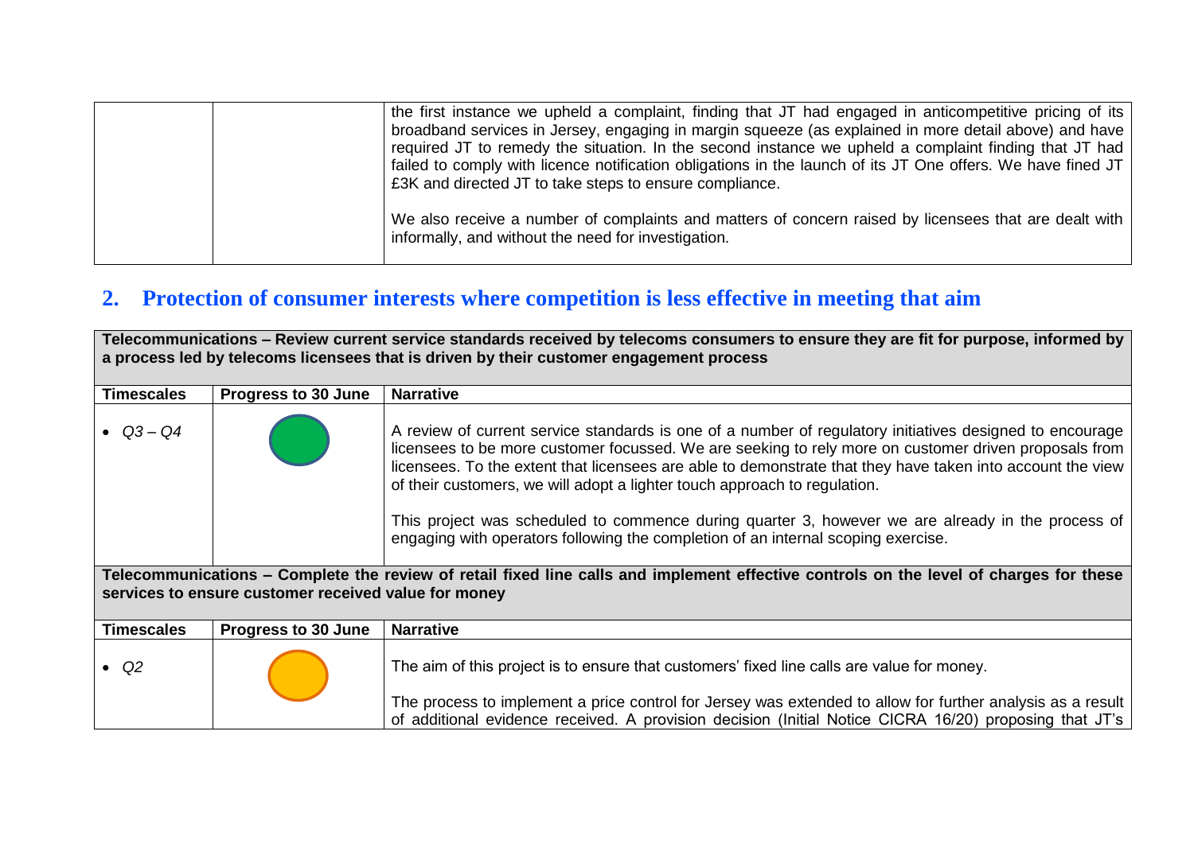| | | |
|---|---|---|
| | | the first instance we upheld a complaint, finding that JT had engaged in anticompetitive pricing of its broadband services in Jersey, engaging in margin squeeze (as explained in more detail above) and have required JT to remedy the situation. In the second instance we upheld a complaint finding that JT had failed to comply with licence notification obligations in the launch of its JT One offers. We have fined JT £3K and directed JT to take steps to ensure compliance.<br><br>We also receive a number of complaints and matters of concern raised by licensees that are dealt with informally, and without the need for investigation. |

## 2. Protection of consumer interests where competition is less effective in meeting that aim

**Telecommunications – Review current service standards received by telecoms consumers to ensure they are fit for purpose, informed by a process led by telecoms licensees that is driven by their customer engagement process**

| Timescales | Progress to 30 June | Narrative |
|---|---|---|
| • *Q3 – Q4* | Green | A review of current service standards is one of a number of regulatory initiatives designed to encourage licensees to be more customer focussed. We are seeking to rely more on customer driven proposals from licensees. To the extent that licensees are able to demonstrate that they have taken into account the view of their customers, we will adopt a lighter touch approach to regulation.<br><br>This project was scheduled to commence during quarter 3, however we are already in the process of engaging with operators following the completion of an internal scoping exercise. |

**Telecommunications – Complete the review of retail fixed line calls and implement effective controls on the level of charges for these services to ensure customer received value for money**

| Timescales | Progress to 30 June | Narrative |
|---|---|---|
| • *Q2* | Amber | The aim of this project is to ensure that customers' fixed line calls are value for money.<br><br>The process to implement a price control for Jersey was extended to allow for further analysis as a result of additional evidence received. A provision decision (Initial Notice CICRA 16/20) proposing that JT's |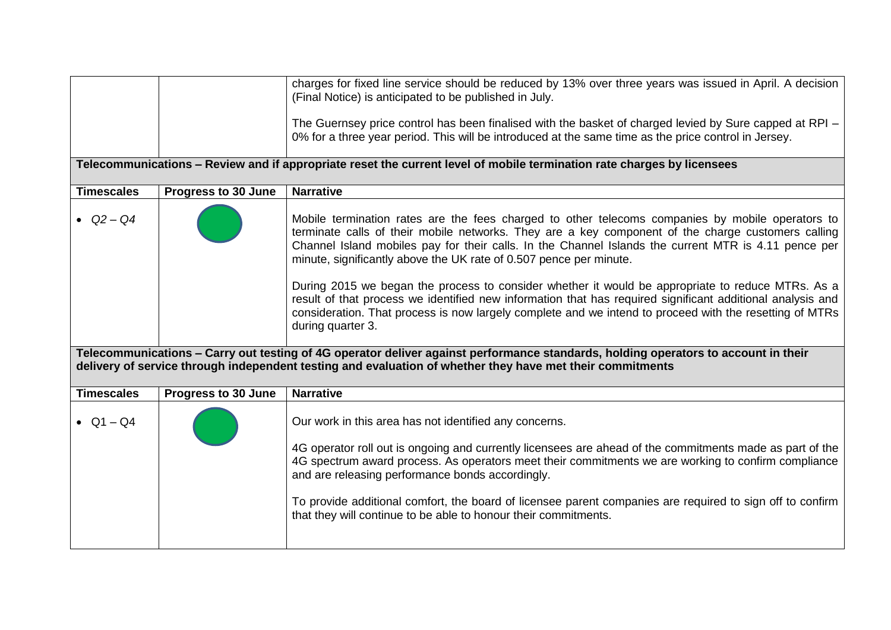| | | |
|---|---|---|
| | | charges for fixed line service should be reduced by 13% over three years was issued in April. A decision (Final Notice) is anticipated to be published in July.<br><br>The Guernsey price control has been finalised with the basket of charged levied by Sure capped at RPI – 0% for a three year period. This will be introduced at the same time as the price control in Jersey. |

**Telecommunications – Review and if appropriate reset the current level of mobile termination rate charges by licensees**

| Timescales | Progress to 30 June | Narrative |
|---|---|---|
| • *Q2 – Q4* | Green | Mobile termination rates are the fees charged to other telecoms companies by mobile operators to terminate calls of their mobile networks. They are a key component of the charge customers calling Channel Island mobiles pay for their calls. In the Channel Islands the current MTR is 4.11 pence per minute, significantly above the UK rate of 0.507 pence per minute.<br><br>During 2015 we began the process to consider whether it would be appropriate to reduce MTRs. As a result of that process we identified new information that has required significant additional analysis and consideration. That process is now largely complete and we intend to proceed with the resetting of MTRs during quarter 3. |

**Telecommunications – Carry out testing of 4G operator deliver against performance standards, holding operators to account in their delivery of service through independent testing and evaluation of whether they have met their commitments**

| Timescales | Progress to 30 June | Narrative |
|---|---|---|
| • Q1 – Q4 | Green | Our work in this area has not identified any concerns.<br><br>4G operator roll out is ongoing and currently licensees are ahead of the commitments made as part of the 4G spectrum award process. As operators meet their commitments we are working to confirm compliance and are releasing performance bonds accordingly.<br><br>To provide additional comfort, the board of licensee parent companies are required to sign off to confirm that they will continue to be able to honour their commitments. |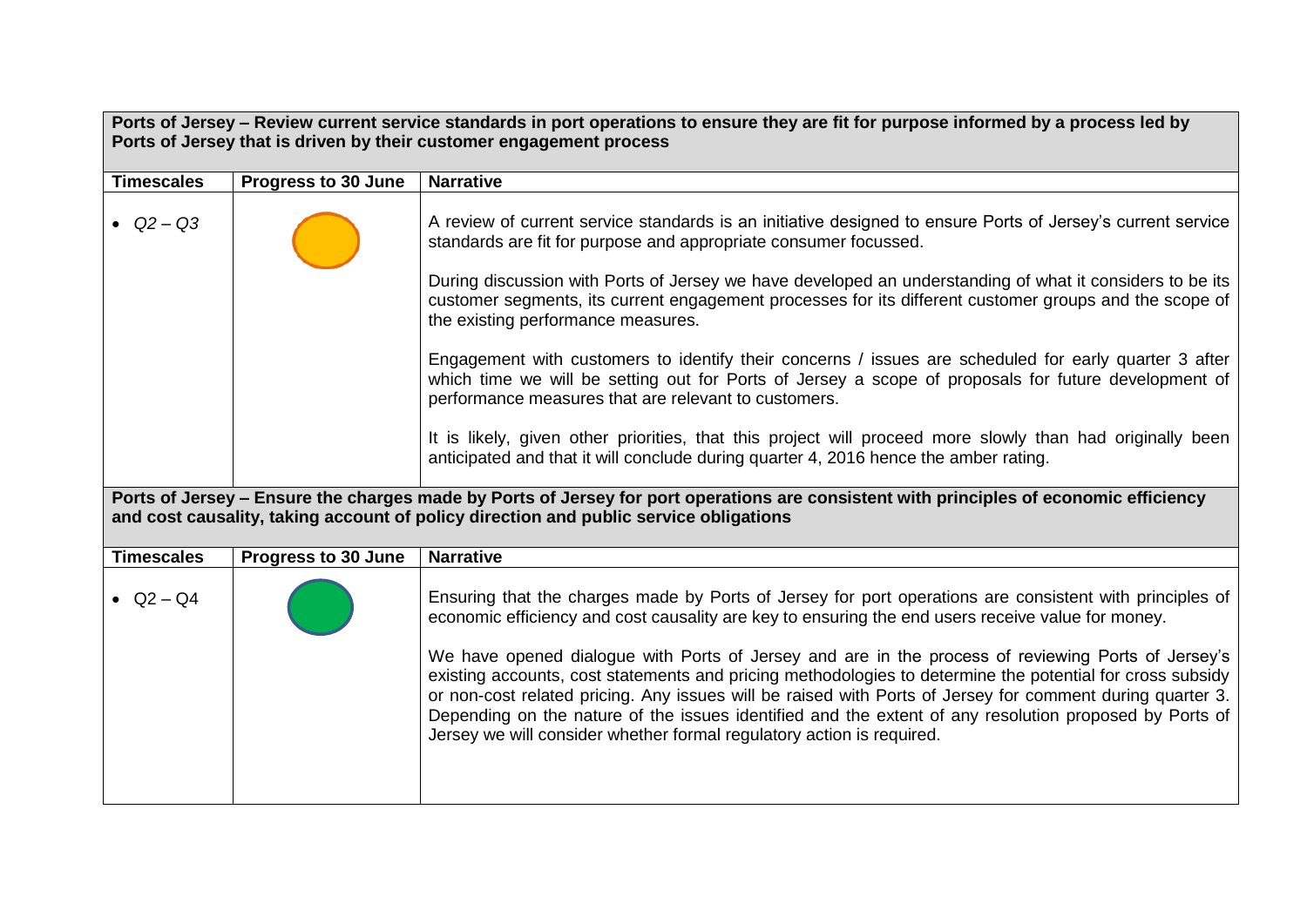**Ports of Jersey – Review current service standards in port operations to ensure they are fit for purpose informed by a process led by Ports of Jersey that is driven by their customer engagement process**

| Timescales | Progress to 30 June | Narrative |
|---|---|---|
| • *Q2 – Q3* | Amber | A review of current service standards is an initiative designed to ensure Ports of Jersey's current service standards are fit for purpose and appropriate consumer focussed.<br><br>During discussion with Ports of Jersey we have developed an understanding of what it considers to be its customer segments, its current engagement processes for its different customer groups and the scope of the existing performance measures.<br><br>Engagement with customers to identify their concerns / issues are scheduled for early quarter 3 after which time we will be setting out for Ports of Jersey a scope of proposals for future development of performance measures that are relevant to customers.<br><br>It is likely, given other priorities, that this project will proceed more slowly than had originally been anticipated and that it will conclude during quarter 4, 2016 hence the amber rating. |

**Ports of Jersey – Ensure the charges made by Ports of Jersey for port operations are consistent with principles of economic efficiency and cost causality, taking account of policy direction and public service obligations**

| Timescales | Progress to 30 June | Narrative |
|---|---|---|
| • Q2 – Q4 | Green | Ensuring that the charges made by Ports of Jersey for port operations are consistent with principles of economic efficiency and cost causality are key to ensuring the end users receive value for money.<br><br>We have opened dialogue with Ports of Jersey and are in the process of reviewing Ports of Jersey's existing accounts, cost statements and pricing methodologies to determine the potential for cross subsidy or non-cost related pricing. Any issues will be raised with Ports of Jersey for comment during quarter 3. Depending on the nature of the issues identified and the extent of any resolution proposed by Ports of Jersey we will consider whether formal regulatory action is required. |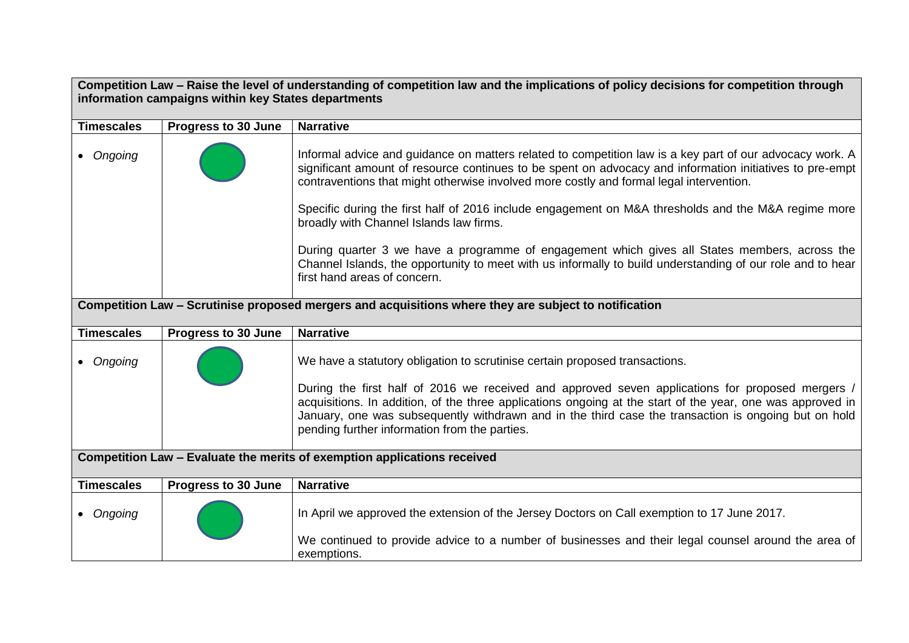**Competition Law – Raise the level of understanding of competition law and the implications of policy decisions for competition through information campaigns within key States departments**

| Timescales | Progress to 30 June | Narrative |
|---|---|---|
| • *Ongoing* | 🟢 | Informal advice and guidance on matters related to competition law is a key part of our advocacy work. A significant amount of resource continues to be spent on advocacy and information initiatives to pre-empt contraventions that might otherwise involved more costly and formal legal intervention.<br><br>Specific during the first half of 2016 include engagement on M&A thresholds and the M&A regime more broadly with Channel Islands law firms.<br><br>During quarter 3 we have a programme of engagement which gives all States members, across the Channel Islands, the opportunity to meet with us informally to build understanding of our role and to hear first hand areas of concern. |

**Competition Law – Scrutinise proposed mergers and acquisitions where they are subject to notification**

| Timescales | Progress to 30 June | Narrative |
|---|---|---|
| • *Ongoing* | 🟢 | We have a statutory obligation to scrutinise certain proposed transactions.<br><br>During the first half of 2016 we received and approved seven applications for proposed mergers / acquisitions. In addition, of the three applications ongoing at the start of the year, one was approved in January, one was subsequently withdrawn and in the third case the transaction is ongoing but on hold pending further information from the parties. |

**Competition Law – Evaluate the merits of exemption applications received**

| Timescales | Progress to 30 June | Narrative |
|---|---|---|
| • *Ongoing* | 🟢 | In April we approved the extension of the Jersey Doctors on Call exemption to 17 June 2017.<br><br>We continued to provide advice to a number of businesses and their legal counsel around the area of exemptions. |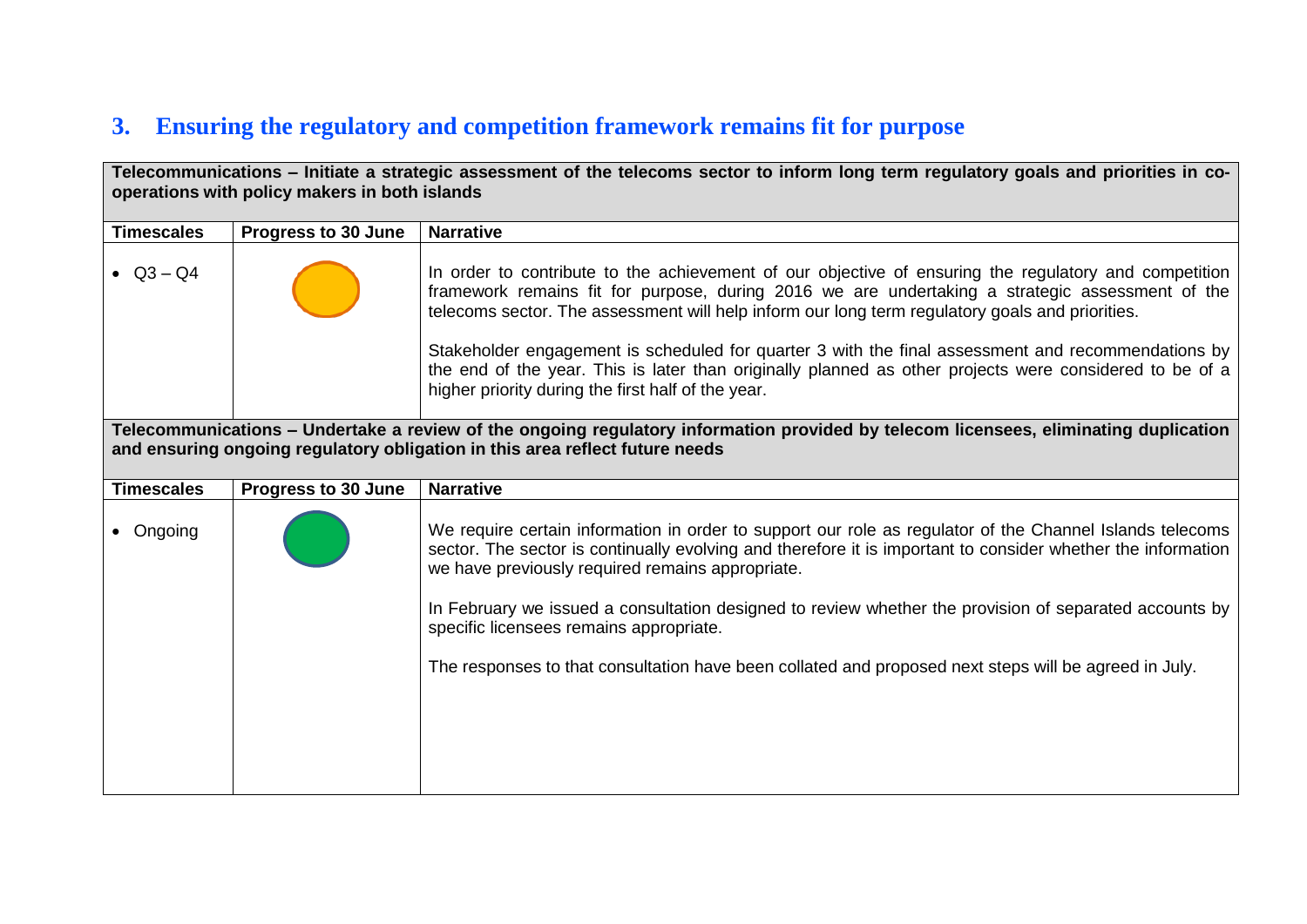## 3. Ensuring the regulatory and competition framework remains fit for purpose

**Telecommunications – Initiate a strategic assessment of the telecoms sector to inform long term regulatory goals and priorities in co-operations with policy makers in both islands**

| Timescales | Progress to 30 June | Narrative |
|---|---|---|
| • Q3 – Q4 | (Amber) | In order to contribute to the achievement of our objective of ensuring the regulatory and competition framework remains fit for purpose, during 2016 we are undertaking a strategic assessment of the telecoms sector. The assessment will help inform our long term regulatory goals and priorities.<br><br>Stakeholder engagement is scheduled for quarter 3 with the final assessment and recommendations by the end of the year. This is later than originally planned as other projects were considered to be of a higher priority during the first half of the year. |

**Telecommunications – Undertake a review of the ongoing regulatory information provided by telecom licensees, eliminating duplication and ensuring ongoing regulatory obligation in this area reflect future needs**

| Timescales | Progress to 30 June | Narrative |
|---|---|---|
| • Ongoing | (Green) | We require certain information in order to support our role as regulator of the Channel Islands telecoms sector. The sector is continually evolving and therefore it is important to consider whether the information we have previously required remains appropriate.<br><br>In February we issued a consultation designed to review whether the provision of separated accounts by specific licensees remains appropriate.<br><br>The responses to that consultation have been collated and proposed next steps will be agreed in July. |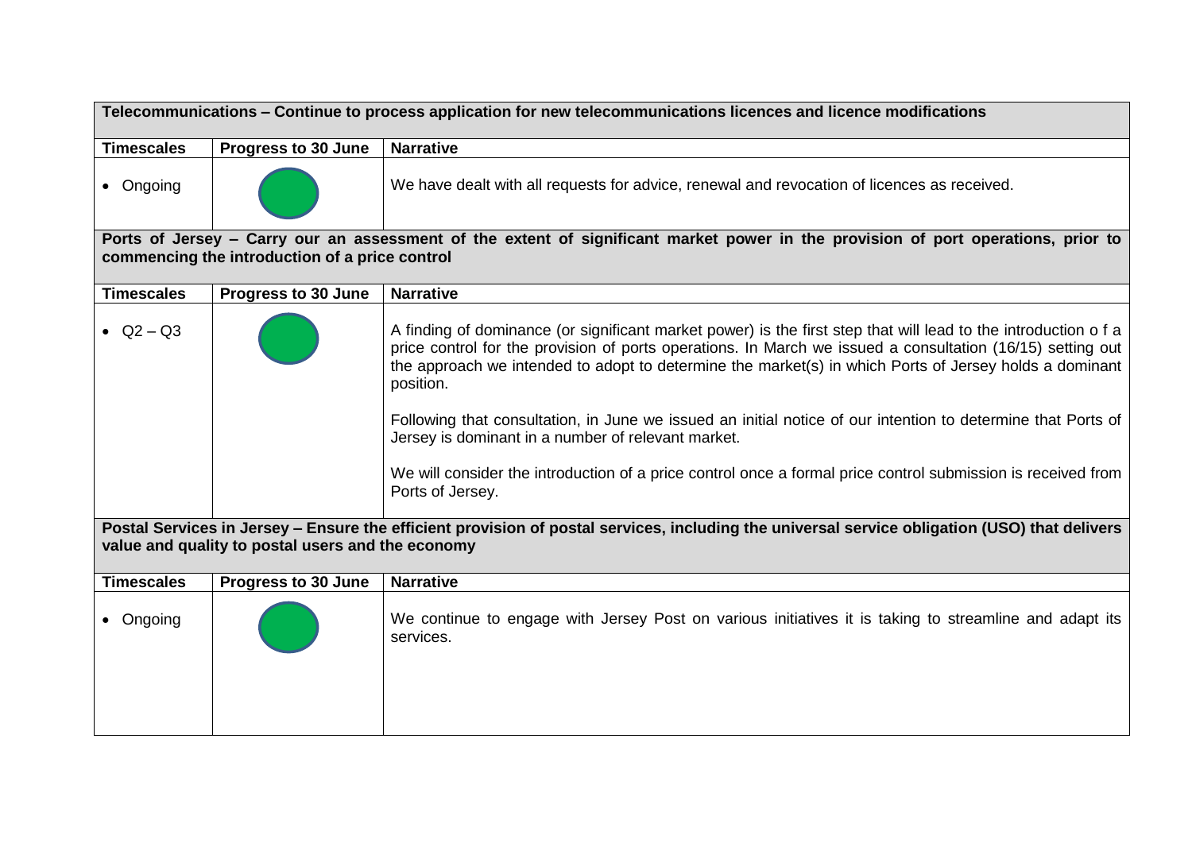| Telecommunications – Continue to process application for new telecommunications licences and licence modifications | | |
|---|---|---|
| **Timescales** | **Progress to 30 June** | **Narrative** |
| • Ongoing | Green | We have dealt with all requests for advice, renewal and revocation of licences as received. |

| Ports of Jersey – Carry our an assessment of the extent of significant market power in the provision of port operations, prior to commencing the introduction of a price control | | |
|---|---|---|
| **Timescales** | **Progress to 30 June** | **Narrative** |
| • Q2 – Q3 | Green | A finding of dominance (or significant market power) is the first step that will lead to the introduction o f a price control for the provision of ports operations. In March we issued a consultation (16/15) setting out the approach we intended to adopt to determine the market(s) in which Ports of Jersey holds a dominant position.<br><br>Following that consultation, in June we issued an initial notice of our intention to determine that Ports of Jersey is dominant in a number of relevant market.<br><br>We will consider the introduction of a price control once a formal price control submission is received from Ports of Jersey. |

| Postal Services in Jersey – Ensure the efficient provision of postal services, including the universal service obligation (USO) that delivers value and quality to postal users and the economy | | |
|---|---|---|
| **Timescales** | **Progress to 30 June** | **Narrative** |
| • Ongoing | Green | We continue to engage with Jersey Post on various initiatives it is taking to streamline and adapt its services. |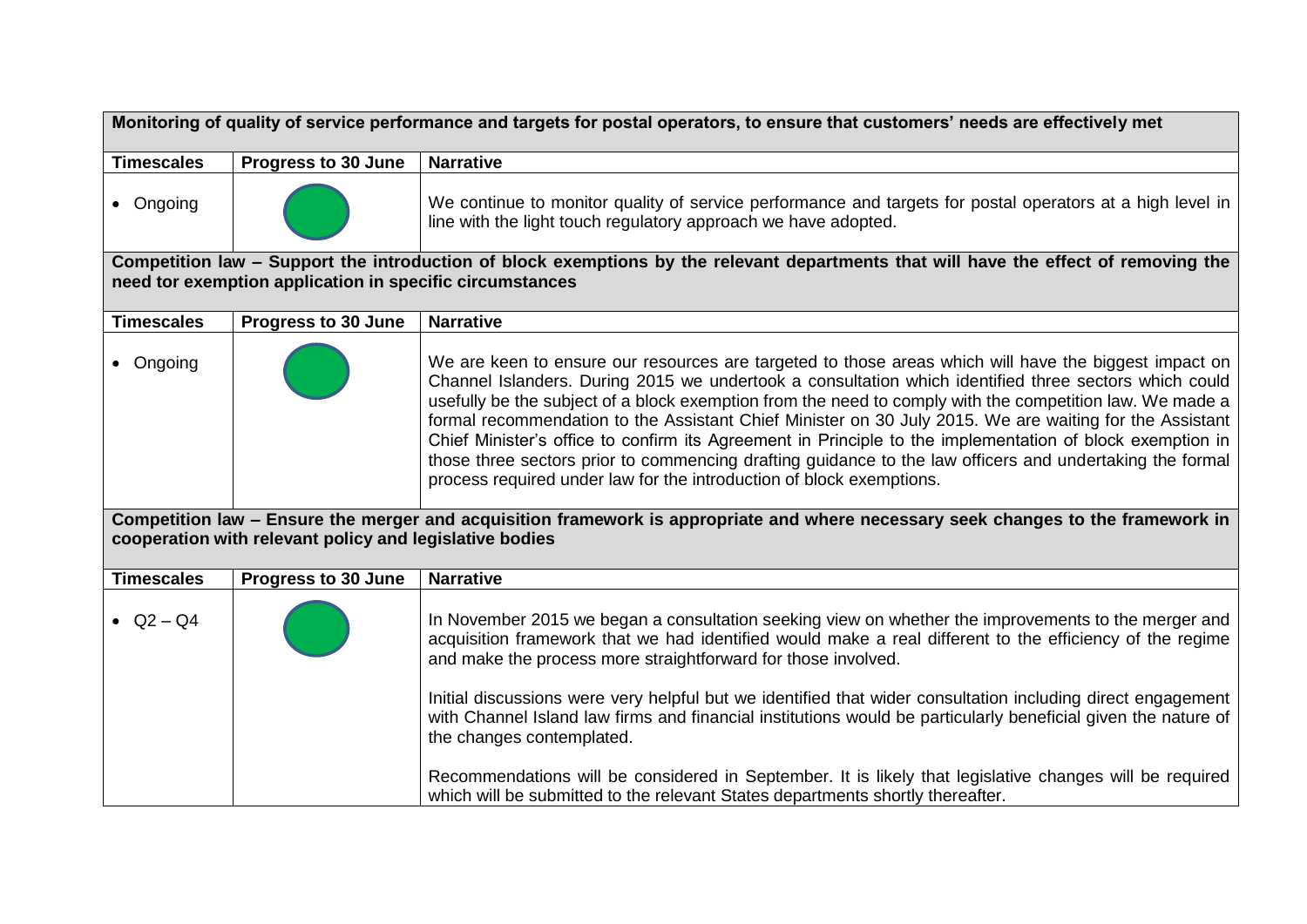| Monitoring of quality of service performance and targets for postal operators, to ensure that customers' needs are effectively met | | |
|---|---|---|
| **Timescales** | **Progress to 30 June** | **Narrative** |
| • Ongoing | Green | We continue to monitor quality of service performance and targets for postal operators at a high level in line with the light touch regulatory approach we have adopted. |

| Competition law – Support the introduction of block exemptions by the relevant departments that will have the effect of removing the need tor exemption application in specific circumstances | | |
|---|---|---|
| **Timescales** | **Progress to 30 June** | **Narrative** |
| • Ongoing | Green | We are keen to ensure our resources are targeted to those areas which will have the biggest impact on Channel Islanders. During 2015 we undertook a consultation which identified three sectors which could usefully be the subject of a block exemption from the need to comply with the competition law. We made a formal recommendation to the Assistant Chief Minister on 30 July 2015. We are waiting for the Assistant Chief Minister's office to confirm its Agreement in Principle to the implementation of block exemption in those three sectors prior to commencing drafting guidance to the law officers and undertaking the formal process required under law for the introduction of block exemptions. |

| Competition law – Ensure the merger and acquisition framework is appropriate and where necessary seek changes to the framework in cooperation with relevant policy and legislative bodies | | |
|---|---|---|
| **Timescales** | **Progress to 30 June** | **Narrative** |
| • Q2 – Q4 | Green | In November 2015 we began a consultation seeking view on whether the improvements to the merger and acquisition framework that we had identified would make a real different to the efficiency of the regime and make the process more straightforward for those involved.<br><br>Initial discussions were very helpful but we identified that wider consultation including direct engagement with Channel Island law firms and financial institutions would be particularly beneficial given the nature of the changes contemplated.<br><br>Recommendations will be considered in September. It is likely that legislative changes will be required which will be submitted to the relevant States departments shortly thereafter. |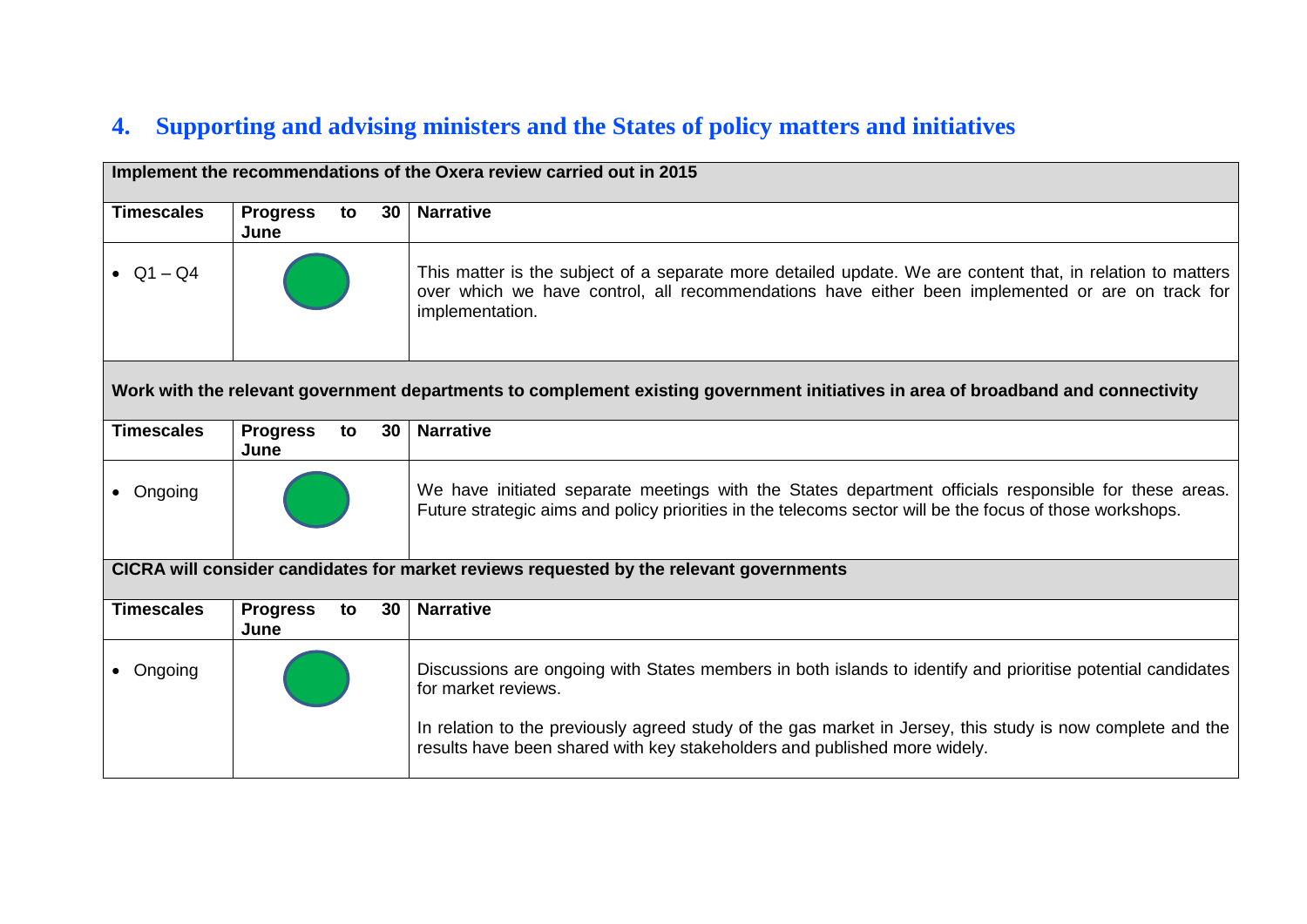## 4. Supporting and advising ministers and the States of policy matters and initiatives

**Implement the recommendations of the Oxera review carried out in 2015**

| Timescales | Progress to 30 June | Narrative |
|---|---|---|
| • Q1 – Q4 | | This matter is the subject of a separate more detailed update. We are content that, in relation to matters over which we have control, all recommendations have either been implemented or are on track for implementation. |

**Work with the relevant government departments to complement existing government initiatives in area of broadband and connectivity**

| Timescales | Progress to 30 June | Narrative |
|---|---|---|
| • Ongoing | | We have initiated separate meetings with the States department officials responsible for these areas. Future strategic aims and policy priorities in the telecoms sector will be the focus of those workshops. |

**CICRA will consider candidates for market reviews requested by the relevant governments**

| Timescales | Progress to 30 June | Narrative |
|---|---|---|
| • Ongoing | | Discussions are ongoing with States members in both islands to identify and prioritise potential candidates for market reviews.<br><br>In relation to the previously agreed study of the gas market in Jersey, this study is now complete and the results have been shared with key stakeholders and published more widely. |